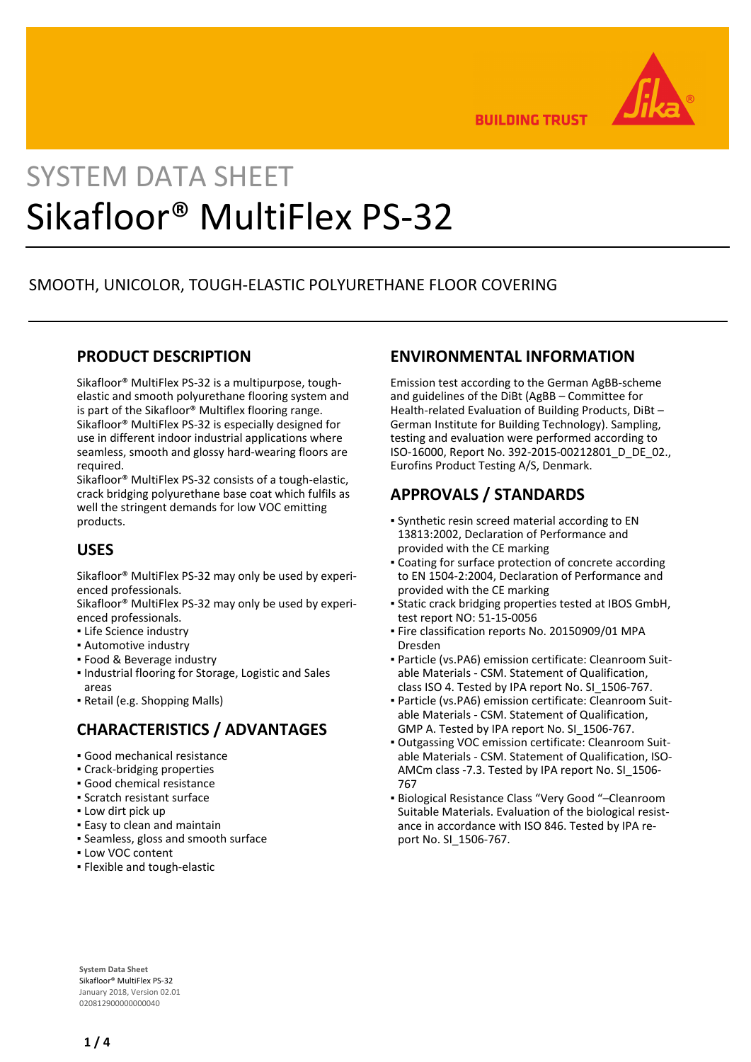# SYSTEM DATA SHEET

# Sikafloor® MultiFlex PS-32

SMOOTH, UNICOLOR, TOUGH-ELASTIC POLYURETHANE FLOOR COVERING

## PRODUCT DESCRIPTION

Sikafloor® MultiFlex PS-32 is a multipurpose, tough-elastic and smooth polyurethane flooring system and is part of the Sikafloor® Multiflex flooring range. Sikafloor® MultiFlex PS-32 is especially designed for use in different indoor industrial applications where seamless, smooth and glossy hard-wearing floors are required.
Sikafloor® MultiFlex PS-32 consists of a tough-elastic, crack bridging polyurethane base coat which fulfils as well the stringent demands for low VOC emitting products.

## USES

Sikafloor® MultiFlex PS-32 may only be used by experienced professionals.
Sikafloor® MultiFlex PS-32 may only be used by experienced professionals.

- Life Science industry
- Automotive industry
- Food & Beverage industry
- Industrial flooring for Storage, Logistic and Sales areas
- Retail (e.g. Shopping Malls)

## CHARACTERISTICS / ADVANTAGES

- Good mechanical resistance
- Crack-bridging properties
- Good chemical resistance
- Scratch resistant surface
- Low dirt pick up
- Easy to clean and maintain
- Seamless, gloss and smooth surface
- Low VOC content
- Flexible and tough-elastic

## ENVIRONMENTAL INFORMATION

Emission test according to the German AgBB-scheme and guidelines of the DiBt (AgBB – Committee for Health-related Evaluation of Building Products, DiBt – German Institute for Building Technology). Sampling, testing and evaluation were performed according to ISO-16000, Report No. 392-2015-00212801_D_DE_02., Eurofins Product Testing A/S, Denmark.

## APPROVALS / STANDARDS

- Synthetic resin screed material according to EN 13813:2002, Declaration of Performance and provided with the CE marking
- Coating for surface protection of concrete according to EN 1504-2:2004, Declaration of Performance and provided with the CE marking
- Static crack bridging properties tested at IBOS GmbH, test report NO: 51-15-0056
- Fire classification reports No. 20150909/01 MPA Dresden
- Particle (vs.PA6) emission certificate: Cleanroom Suitable Materials - CSM. Statement of Qualification, class ISO 4. Tested by IPA report No. SI_1506-767.
- Particle (vs.PA6) emission certificate: Cleanroom Suitable Materials - CSM. Statement of Qualification, GMP A. Tested by IPA report No. SI_1506-767.
- Outgassing VOC emission certificate: Cleanroom Suitable Materials - CSM. Statement of Qualification, ISO-AMCm class -7.3. Tested by IPA report No. SI_1506-767
- Biological Resistance Class "Very Good "–Cleanroom Suitable Materials. Evaluation of the biological resistance in accordance with ISO 846. Tested by IPA report No. SI_1506-767.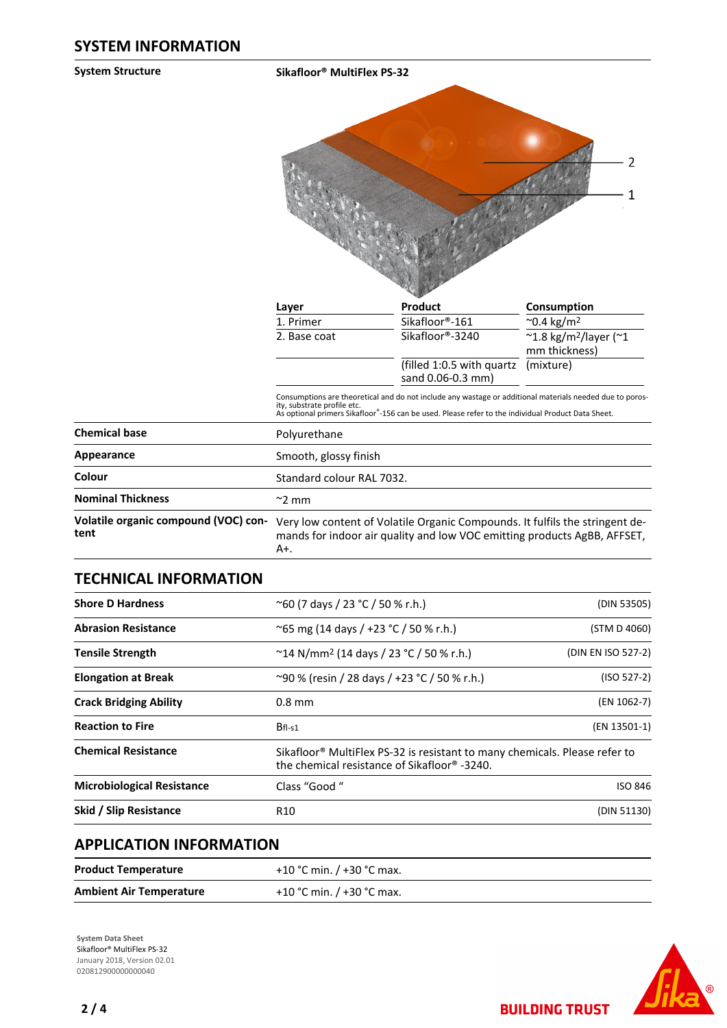## SYSTEM INFORMATION

**System Structure**

**Sikafloor® MultiFlex PS-32**

| Layer | Product | Consumption |
|---|---|---|
| 1. Primer | Sikafloor®-161 | ~0.4 kg/m² |
| 2. Base coat | Sikafloor®-3240 | ~1.8 kg/m²/layer (~1 mm thickness) |
| | (filled 1:0.5 with quartz sand 0.06-0.3 mm) | (mixture) |

Consumptions are theoretical and do not include any wastage or additional materials needed due to porosity, substrate profile etc.
As optional primers Sikafloor®-156 can be used. Please refer to the individual Product Data Sheet.

| | |
|---|---|
| **Chemical base** | Polyurethane |
| **Appearance** | Smooth, glossy finish |
| **Colour** | Standard colour RAL 7032. |
| **Nominal Thickness** | ~2 mm |
| **Volatile organic compound (VOC) content** | Very low content of Volatile Organic Compounds. It fulfils the stringent demands for indoor air quality and low VOC emitting products AgBB, AFFSET, A+. |

## TECHNICAL INFORMATION

| | | |
|---|---|---|
| **Shore D Hardness** | ~60 (7 days / 23 °C / 50 % r.h.) | (DIN 53505) |
| **Abrasion Resistance** | ~65 mg (14 days / +23 °C / 50 % r.h.) | (STM D 4060) |
| **Tensile Strength** | ~14 N/mm² (14 days / 23 °C / 50 % r.h.) | (DIN EN ISO 527-2) |
| **Elongation at Break** | ~90 % (resin / 28 days / +23 °C / 50 % r.h.) | (ISO 527-2) |
| **Crack Bridging Ability** | 0.8 mm | (EN 1062-7) |
| **Reaction to Fire** | $B_{fl}$-s1 | (EN 13501-1) |
| **Chemical Resistance** | Sikafloor® MultiFlex PS-32 is resistant to many chemicals. Please refer to the chemical resistance of Sikafloor® -3240. | |
| **Microbiological Resistance** | Class "Good " | ISO 846 |
| **Skid / Slip Resistance** | R10 | (DIN 51130) |

## APPLICATION INFORMATION

| | |
|---|---|
| **Product Temperature** | +10 °C min. / +30 °C max. |
| **Ambient Air Temperature** | +10 °C min. / +30 °C max. |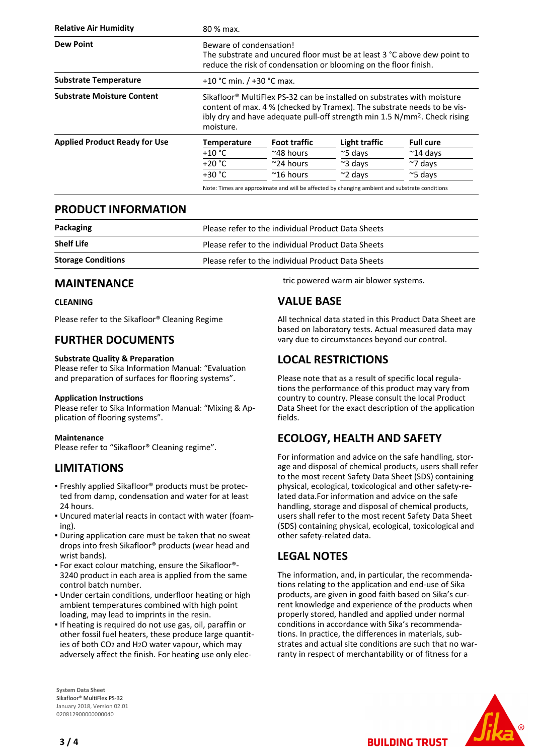| | |
|---|---|
| **Relative Air Humidity** | 80 % max. |
| **Dew Point** | Beware of condensation! The substrate and uncured floor must be at least 3 °C above dew point to reduce the risk of condensation or blooming on the floor finish. |
| **Substrate Temperature** | +10 °C min. / +30 °C max. |
| **Substrate Moisture Content** | Sikafloor® MultiFlex PS-32 can be installed on substrates with moisture content of max. 4 % (checked by Tramex). The substrate needs to be visibly dry and have adequate pull-off strength min 1.5 N/mm². Check rising moisture. |

**Applied Product Ready for Use**

| Temperature | Foot traffic | Light traffic | Full cure |
|---|---|---|---|
| +10 °C | ~48 hours | ~5 days | ~14 days |
| +20 °C | ~24 hours | ~3 days | ~7 days |
| +30 °C | ~16 hours | ~2 days | ~5 days |

Note: Times are approximate and will be affected by changing ambient and substrate conditions

## PRODUCT INFORMATION

| | |
|---|---|
| **Packaging** | Please refer to the individual Product Data Sheets |
| **Shelf Life** | Please refer to the individual Product Data Sheets |
| **Storage Conditions** | Please refer to the individual Product Data Sheets |

## MAINTENANCE

### CLEANING

Please refer to the Sikafloor® Cleaning Regime

## FURTHER DOCUMENTS

**Substrate Quality & Preparation**
Please refer to Sika Information Manual: "Evaluation and preparation of surfaces for flooring systems".

**Application Instructions**
Please refer to Sika Information Manual: "Mixing & Application of flooring systems".

**Maintenance**
Please refer to "Sikafloor® Cleaning regime".

## LIMITATIONS

- Freshly applied Sikafloor® products must be protected from damp, condensation and water for at least 24 hours.
- Uncured material reacts in contact with water (foaming).
- During application care must be taken that no sweat drops into fresh Sikafloor® products (wear head and wrist bands).
- For exact colour matching, ensure the Sikafloor®-3240 product in each area is applied from the same control batch number.
- Under certain conditions, underfloor heating or high ambient temperatures combined with high point loading, may lead to imprints in the resin.
- If heating is required do not use gas, oil, paraffin or other fossil fuel heaters, these produce large quantities of both $CO_2$ and $H_2O$ water vapour, which may adversely affect the finish. For heating use only electric powered warm air blower systems.

## VALUE BASE

All technical data stated in this Product Data Sheet are based on laboratory tests. Actual measured data may vary due to circumstances beyond our control.

## LOCAL RESTRICTIONS

Please note that as a result of specific local regulations the performance of this product may vary from country to country. Please consult the local Product Data Sheet for the exact description of the application fields.

## ECOLOGY, HEALTH AND SAFETY

For information and advice on the safe handling, storage and disposal of chemical products, users shall refer to the most recent Safety Data Sheet (SDS) containing physical, ecological, toxicological and other safety-related data.For information and advice on the safe handling, storage and disposal of chemical products, users shall refer to the most recent Safety Data Sheet (SDS) containing physical, ecological, toxicological and other safety-related data.

## LEGAL NOTES

The information, and, in particular, the recommendations relating to the application and end-use of Sika products, are given in good faith based on Sika's current knowledge and experience of the products when properly stored, handled and applied under normal conditions in accordance with Sika's recommendations. In practice, the differences in materials, substrates and actual site conditions are such that no warranty in respect of merchantability or of fitness for a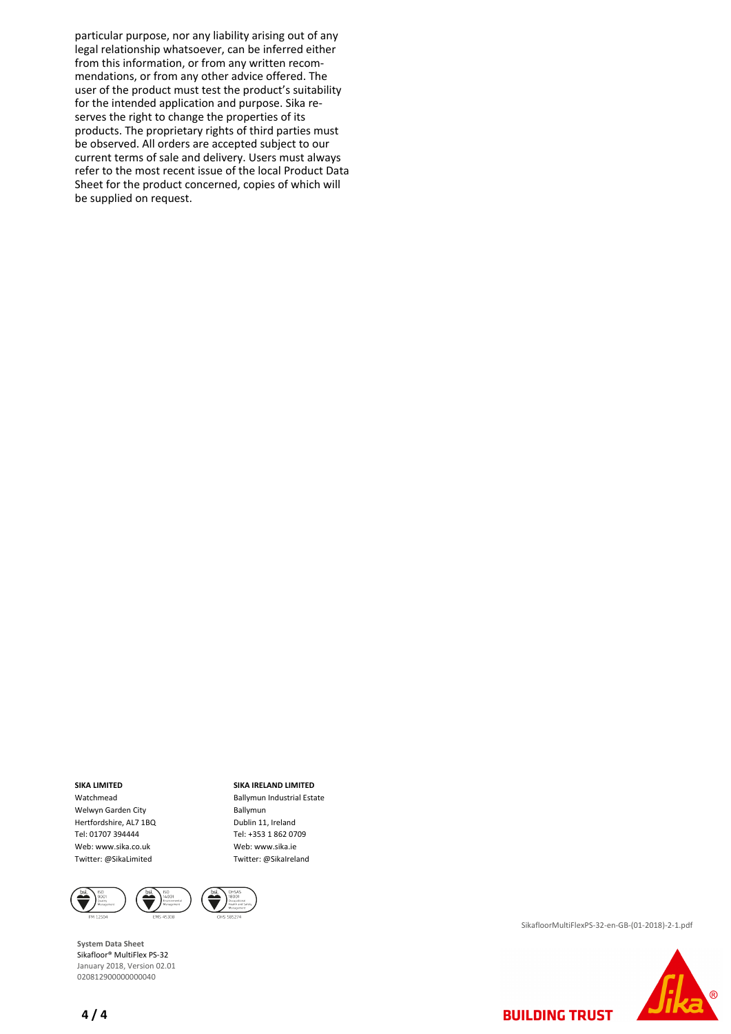particular purpose, nor any liability arising out of any legal relationship whatsoever, can be inferred either from this information, or from any written recommendations, or from any other advice offered. The user of the product must test the product's suitability for the intended application and purpose. Sika reserves the right to change the properties of its products. The proprietary rights of third parties must be observed. All orders are accepted subject to our current terms of sale and delivery. Users must always refer to the most recent issue of the local Product Data Sheet for the product concerned, copies of which will be supplied on request.

**SIKA LIMITED**
Watchmead
Welwyn Garden City
Hertfordshire, AL7 1BQ
Tel: 01707 394444
Web: www.sika.co.uk
Twitter: @SikaLimited

**SIKA IRELAND LIMITED**
Ballymun Industrial Estate
Ballymun
Dublin 11, Ireland
Tel: +353 1 862 0709
Web: www.sika.ie
Twitter: @SikaIreland

ISO 9001 FM 12504
ISO 14001 EMS 45308
OHSAS 18001 OHS 585274

**System Data Sheet**
Sikafloor® MultiFlex PS-32
January 2018, Version 02.01
020812900000000040

SikafloorMultiFlexPS-32-en-GB-(01-2018)-2-1.pdf

BUILDING TRUST